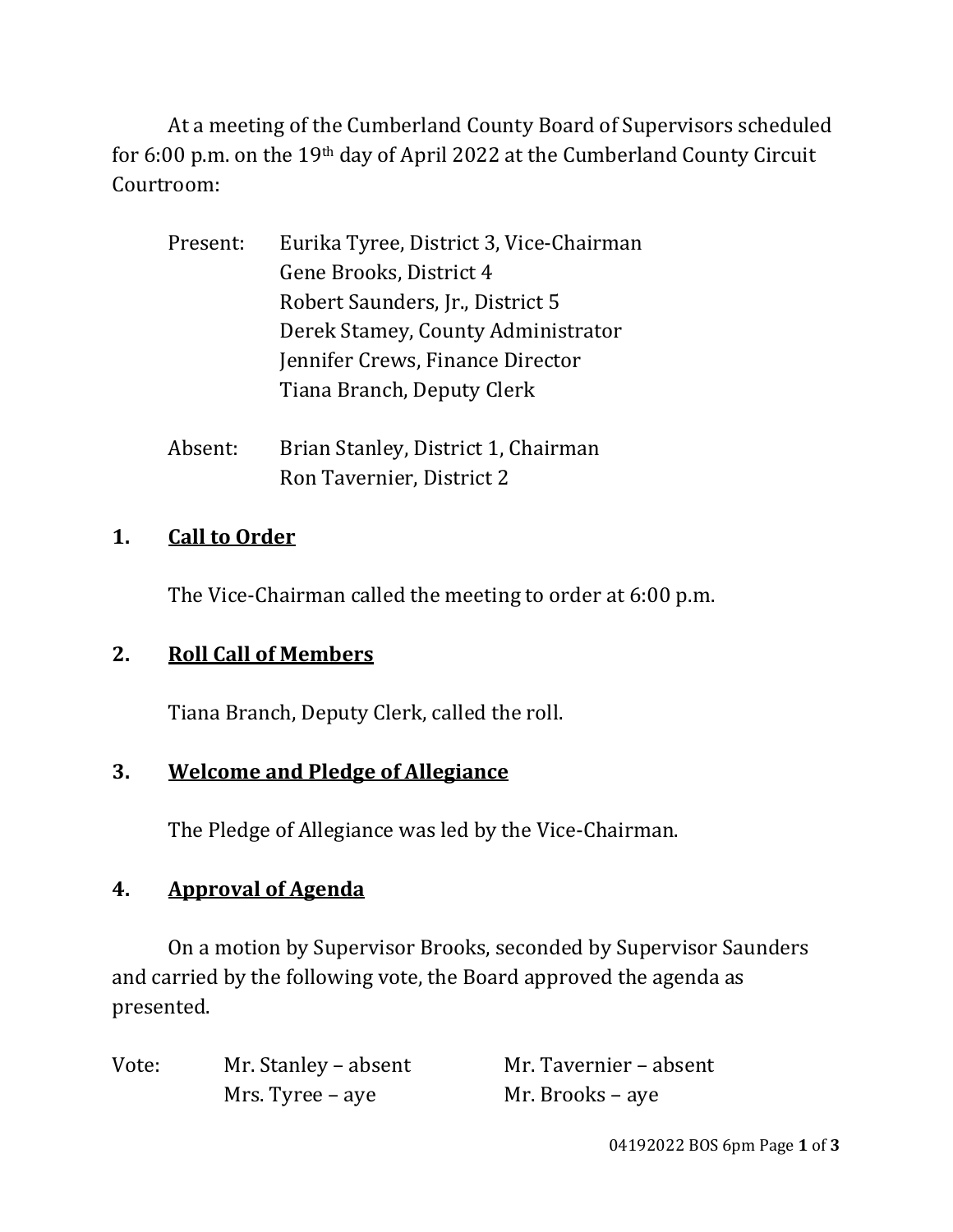At a meeting of the Cumberland County Board of Supervisors scheduled for 6:00 p.m. on the 19th day of April 2022 at the Cumberland County Circuit Courtroom:

| | |
|---|---|
| Present: | Eurika Tyree, District 3, Vice-Chairman |
| | Gene Brooks, District 4 |
| | Robert Saunders, Jr., District 5 |
| | Derek Stamey, County Administrator |
| | Jennifer Crews, Finance Director |
| | Tiana Branch, Deputy Clerk |
| Absent: | Brian Stanley, District 1, Chairman |
| | Ron Tavernier, District 2 |

## 1. Call to Order

The Vice-Chairman called the meeting to order at 6:00 p.m.

## 2. Roll Call of Members

Tiana Branch, Deputy Clerk, called the roll.

## 3. Welcome and Pledge of Allegiance

The Pledge of Allegiance was led by the Vice-Chairman.

## 4. Approval of Agenda

On a motion by Supervisor Brooks, seconded by Supervisor Saunders and carried by the following vote, the Board approved the agenda as presented.

| | | |
|---|---|---|
| Vote: | Mr. Stanley – absent | Mr. Tavernier – absent |
| | Mrs. Tyree – aye | Mr. Brooks – aye |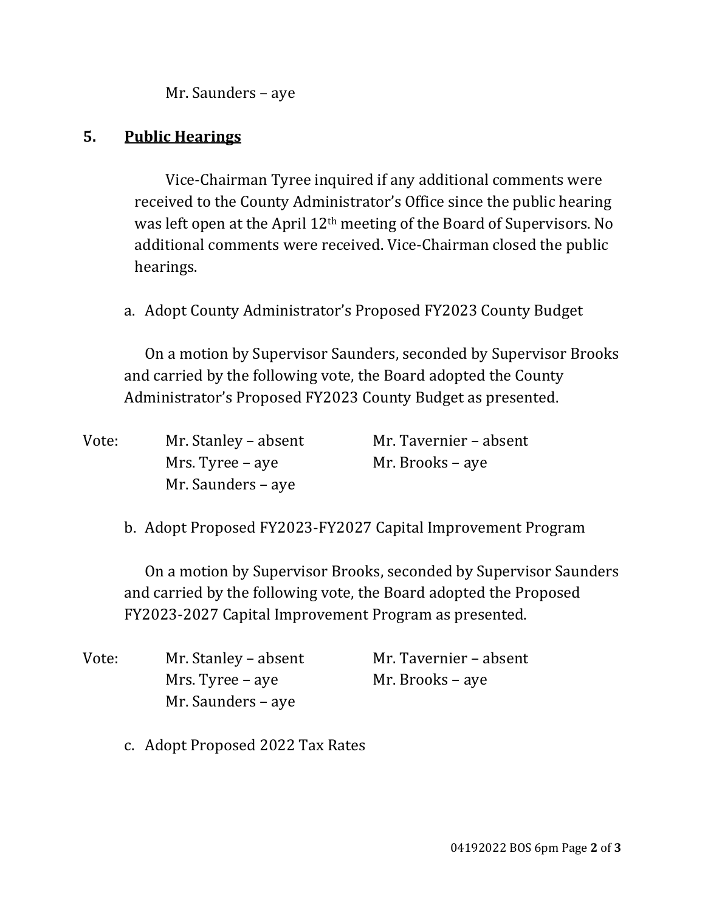Mr. Saunders – aye

## 5. Public Hearings

Vice-Chairman Tyree inquired if any additional comments were received to the County Administrator's Office since the public hearing was left open at the April 12th meeting of the Board of Supervisors. No additional comments were received. Vice-Chairman closed the public hearings.

a. Adopt County Administrator's Proposed FY2023 County Budget

On a motion by Supervisor Saunders, seconded by Supervisor Brooks and carried by the following vote, the Board adopted the County Administrator's Proposed FY2023 County Budget as presented.

Vote:
- Mr. Stanley – absent
- Mr. Tavernier – absent
- Mrs. Tyree – aye
- Mr. Brooks – aye
- Mr. Saunders – aye

b. Adopt Proposed FY2023-FY2027 Capital Improvement Program

On a motion by Supervisor Brooks, seconded by Supervisor Saunders and carried by the following vote, the Board adopted the Proposed FY2023-2027 Capital Improvement Program as presented.

Vote:
- Mr. Stanley – absent
- Mr. Tavernier – absent
- Mrs. Tyree – aye
- Mr. Brooks – aye
- Mr. Saunders – aye

c. Adopt Proposed 2022 Tax Rates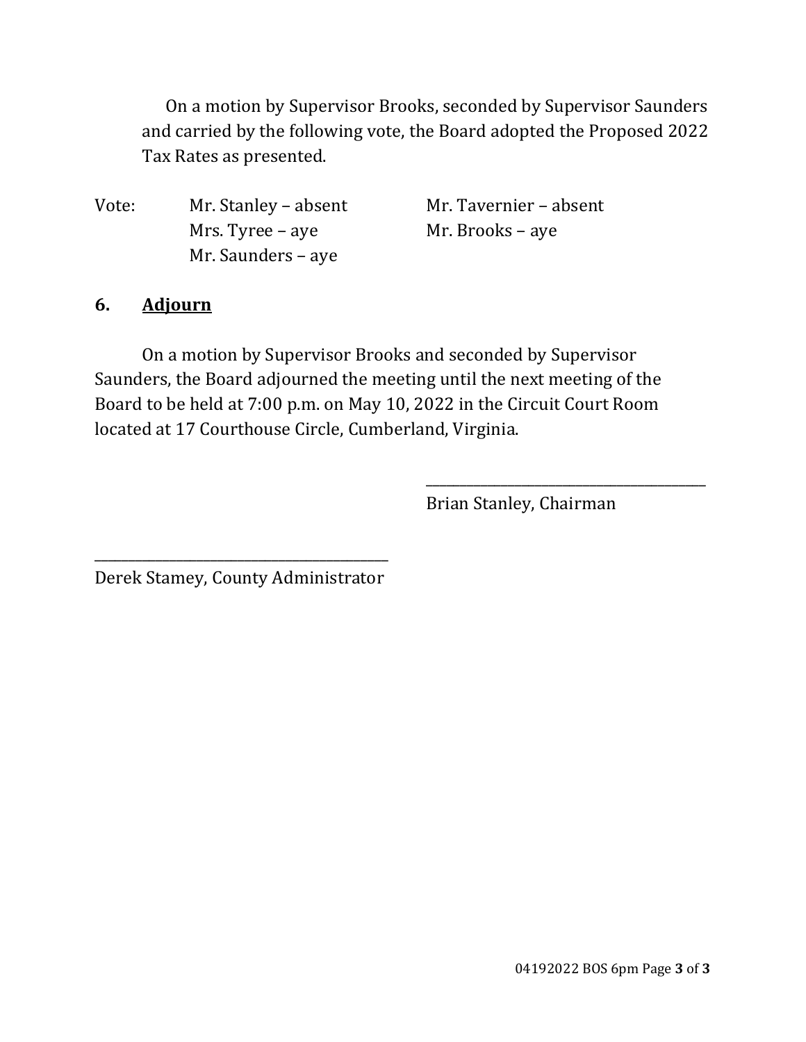On a motion by Supervisor Brooks, seconded by Supervisor Saunders and carried by the following vote, the Board adopted the Proposed 2022 Tax Rates as presented.

| | | |
|---|---|---|
| Vote: | Mr. Stanley – absent | Mr. Tavernier – absent |
| | Mrs. Tyree – aye | Mr. Brooks – aye |
| | Mr. Saunders – aye | |

## 6. **Adjourn**

On a motion by Supervisor Brooks and seconded by Supervisor Saunders, the Board adjourned the meeting until the next meeting of the Board to be held at 7:00 p.m. on May 10, 2022 in the Circuit Court Room located at 17 Courthouse Circle, Cumberland, Virginia.

\_\_\_\_\_\_\_\_\_\_\_\_\_\_\_\_\_\_\_\_\_\_\_\_\_\_\_\_\_\_\_\_\_\_\_\_\_\_\_\_

Brian Stanley, Chairman

\_\_\_\_\_\_\_\_\_\_\_\_\_\_\_\_\_\_\_\_\_\_\_\_\_\_\_\_\_\_\_\_\_\_\_\_\_\_\_\_

Derek Stamey, County Administrator